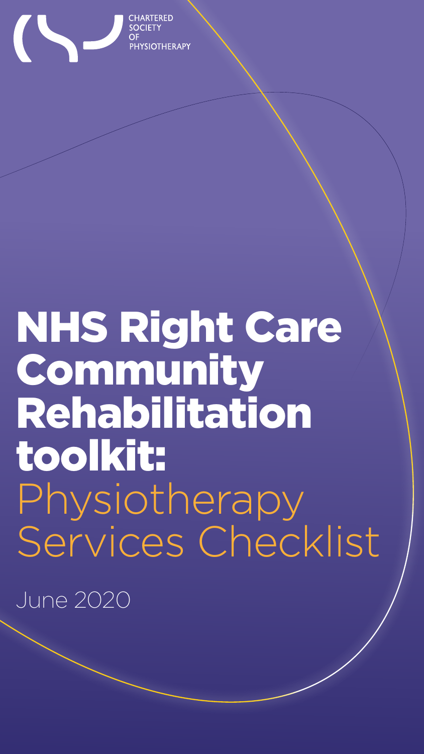CHARTERED SOCIETY OF PHYSIOTHERAPY

# NHS Right Care Community Rehabilitation toolkit: Physiotherapy Services Checklist

June 2020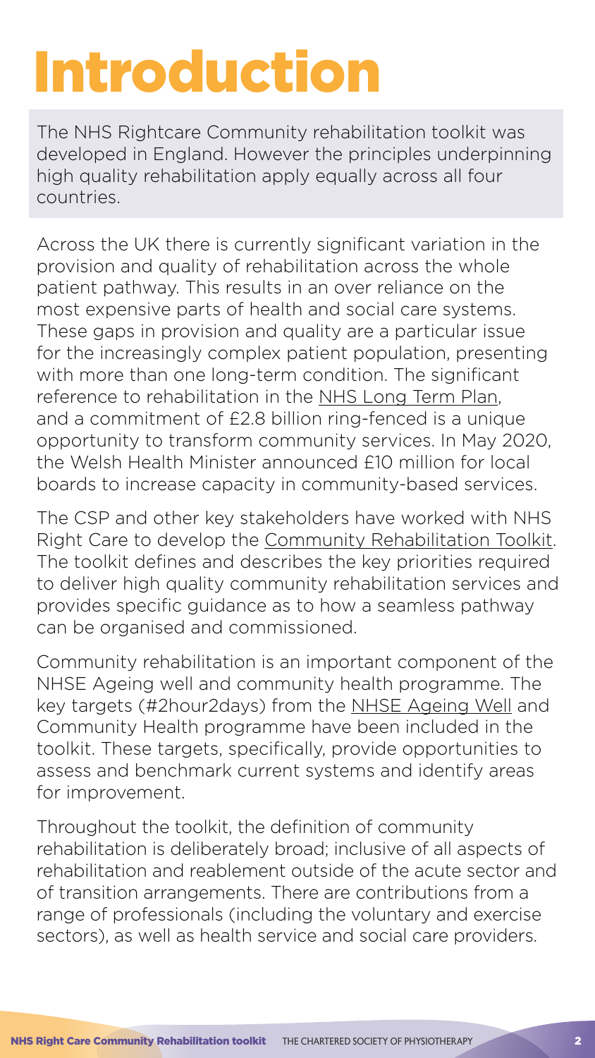# Introduction

The NHS Rightcare Community rehabilitation toolkit was developed in England. However the principles underpinning high quality rehabilitation apply equally across all four countries.

Across the UK there is currently significant variation in the provision and quality of rehabilitation across the whole patient pathway. This results in an over reliance on the most expensive parts of health and social care systems. These gaps in provision and quality are a particular issue for the increasingly complex patient population, presenting with more than one long-term condition. The significant reference to rehabilitation in the NHS Long Term Plan, and a commitment of £2.8 billion ring-fenced is a unique opportunity to transform community services. In May 2020, the Welsh Health Minister announced £10 million for local boards to increase capacity in community-based services.

The CSP and other key stakeholders have worked with NHS Right Care to develop the Community Rehabilitation Toolkit. The toolkit defines and describes the key priorities required to deliver high quality community rehabilitation services and provides specific guidance as to how a seamless pathway can be organised and commissioned.

Community rehabilitation is an important component of the NHSE Ageing well and community health programme. The key targets (#2hour2days) from the NHSE Ageing Well and Community Health programme have been included in the toolkit. These targets, specifically, provide opportunities to assess and benchmark current systems and identify areas for improvement.

Throughout the toolkit, the definition of community rehabilitation is deliberately broad; inclusive of all aspects of rehabilitation and reablement outside of the acute sector and of transition arrangements. There are contributions from a range of professionals (including the voluntary and exercise sectors), as well as health service and social care providers.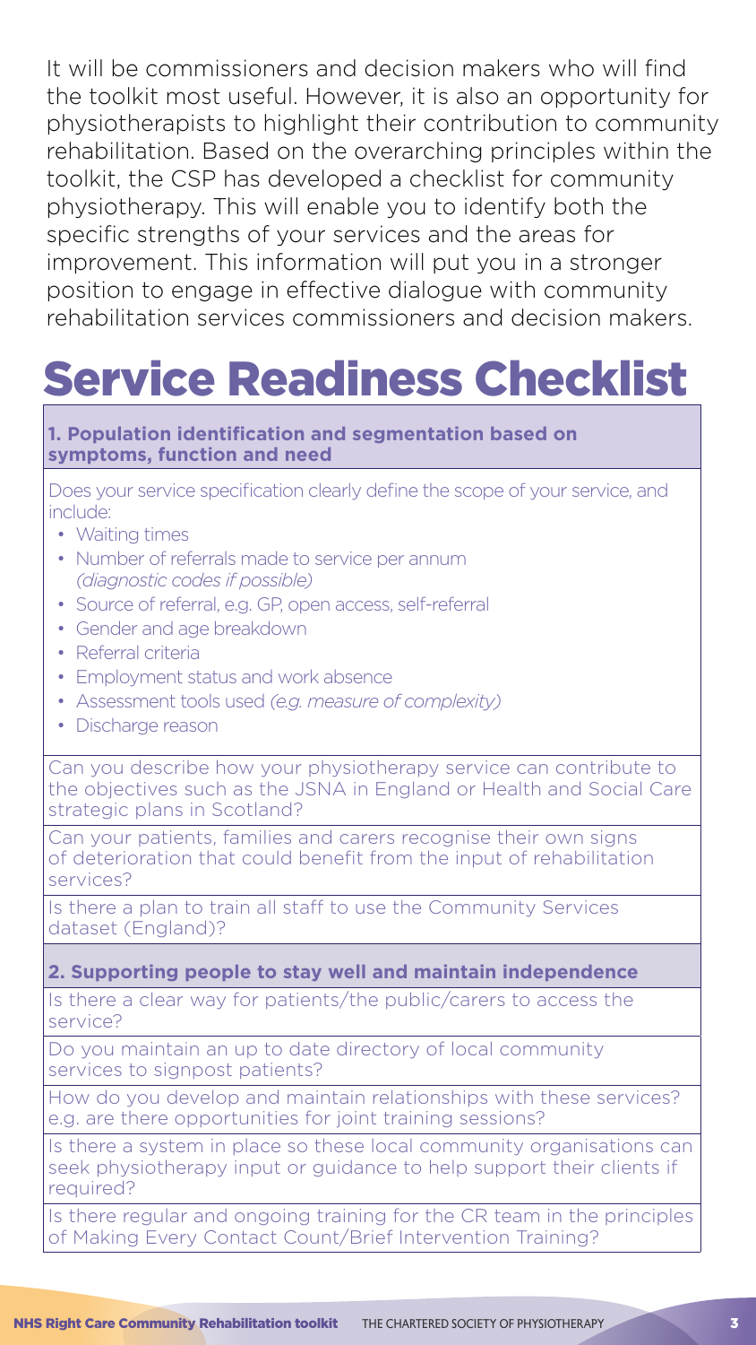It will be commissioners and decision makers who will find the toolkit most useful. However, it is also an opportunity for physiotherapists to highlight their contribution to community rehabilitation. Based on the overarching principles within the toolkit, the CSP has developed a checklist for community physiotherapy. This will enable you to identify both the specific strengths of your services and the areas for improvement. This information will put you in a stronger position to engage in effective dialogue with community rehabilitation services commissioners and decision makers.

# Service Readiness Checklist

**1. Population identification and segmentation based on symptoms, function and need**

Does your service specification clearly define the scope of your service, and include:

- Waiting times
- Number of referrals made to service per annum *(diagnostic codes if possible)*
- Source of referral, e.g. GP, open access, self-referral
- Gender and age breakdown
- Referral criteria
- Employment status and work absence
- Assessment tools used *(e.g. measure of complexity)*
- Discharge reason

Can you describe how your physiotherapy service can contribute to the objectives such as the JSNA in England or Health and Social Care strategic plans in Scotland?

Can your patients, families and carers recognise their own signs of deterioration that could benefit from the input of rehabilitation services?

Is there a plan to train all staff to use the Community Services dataset (England)?

**2. Supporting people to stay well and maintain independence**

Is there a clear way for patients/the public/carers to access the service?

Do you maintain an up to date directory of local community services to signpost patients?

How do you develop and maintain relationships with these services? e.g. are there opportunities for joint training sessions?

Is there a system in place so these local community organisations can seek physiotherapy input or guidance to help support their clients if required?

Is there regular and ongoing training for the CR team in the principles of Making Every Contact Count/Brief Intervention Training?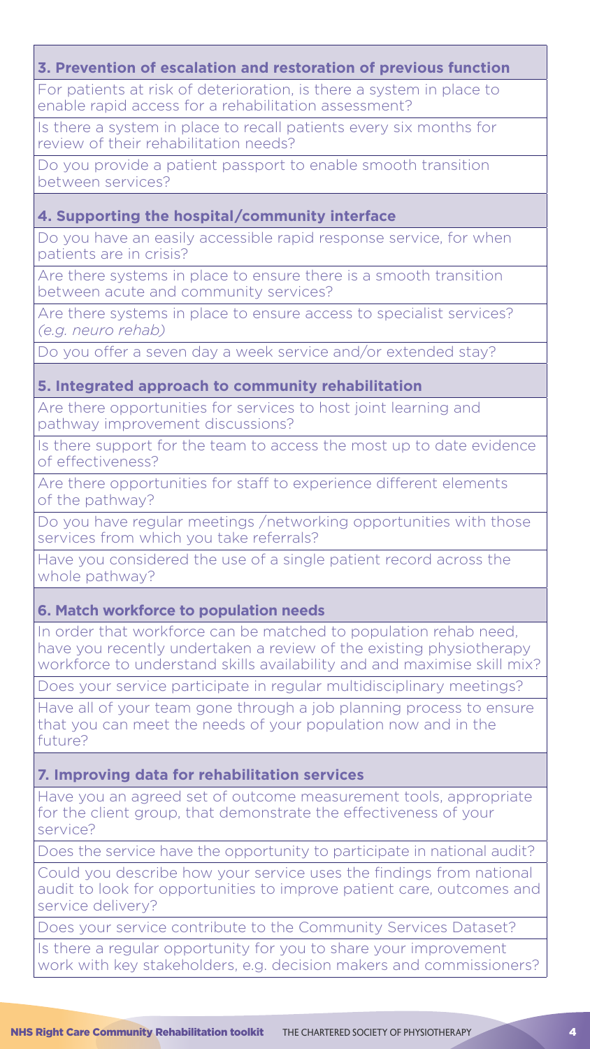### 3. Prevention of escalation and restoration of previous function

For patients at risk of deterioration, is there a system in place to enable rapid access for a rehabilitation assessment?

Is there a system in place to recall patients every six months for review of their rehabilitation needs?

Do you provide a patient passport to enable smooth transition between services?

### 4. Supporting the hospital/community interface

Do you have an easily accessible rapid response service, for when patients are in crisis?

Are there systems in place to ensure there is a smooth transition between acute and community services?

Are there systems in place to ensure access to specialist services? *(e.g. neuro rehab)*

Do you offer a seven day a week service and/or extended stay?

### 5. Integrated approach to community rehabilitation

Are there opportunities for services to host joint learning and pathway improvement discussions?

Is there support for the team to access the most up to date evidence of effectiveness?

Are there opportunities for staff to experience different elements of the pathway?

Do you have regular meetings /networking opportunities with those services from which you take referrals?

Have you considered the use of a single patient record across the whole pathway?

### 6. Match workforce to population needs

In order that workforce can be matched to population rehab need, have you recently undertaken a review of the existing physiotherapy workforce to understand skills availability and and maximise skill mix?

Does your service participate in regular multidisciplinary meetings?

Have all of your team gone through a job planning process to ensure that you can meet the needs of your population now and in the future?

### 7. Improving data for rehabilitation services

Have you an agreed set of outcome measurement tools, appropriate for the client group, that demonstrate the effectiveness of your service?

Does the service have the opportunity to participate in national audit?

Could you describe how your service uses the findings from national audit to look for opportunities to improve patient care, outcomes and service delivery?

Does your service contribute to the Community Services Dataset?

Is there a regular opportunity for you to share your improvement work with key stakeholders, e.g. decision makers and commissioners?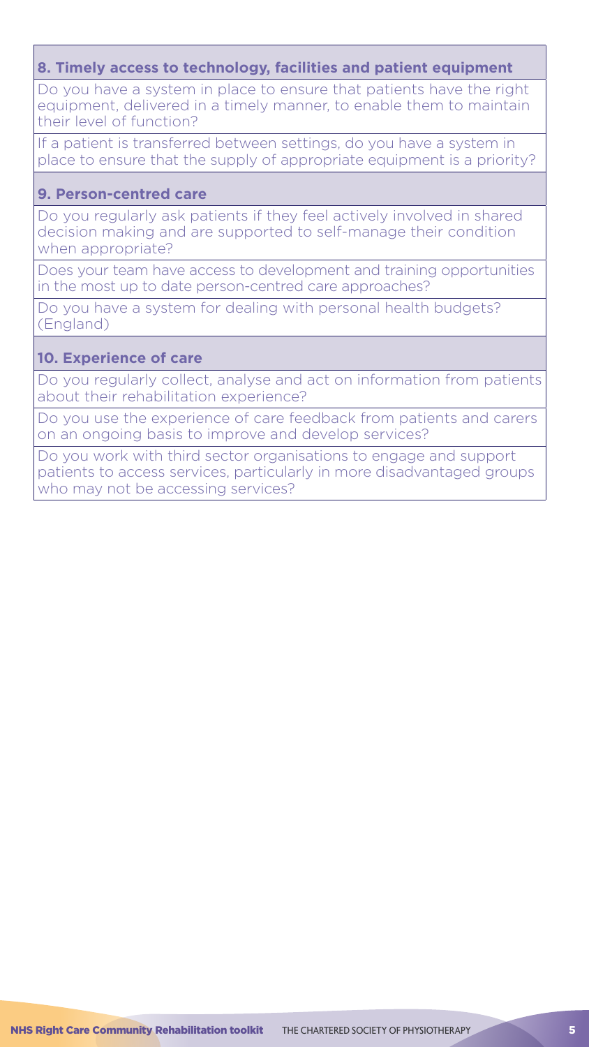### 8. Timely access to technology, facilities and patient equipment

Do you have a system in place to ensure that patients have the right equipment, delivered in a timely manner, to enable them to maintain their level of function?

If a patient is transferred between settings, do you have a system in place to ensure that the supply of appropriate equipment is a priority?

### 9. Person-centred care

Do you regularly ask patients if they feel actively involved in shared decision making and are supported to self-manage their condition when appropriate?

Does your team have access to development and training opportunities in the most up to date person-centred care approaches?

Do you have a system for dealing with personal health budgets? (England)

### 10. Experience of care

Do you regularly collect, analyse and act on information from patients about their rehabilitation experience?

Do you use the experience of care feedback from patients and carers on an ongoing basis to improve and develop services?

Do you work with third sector organisations to engage and support patients to access services, particularly in more disadvantaged groups who may not be accessing services?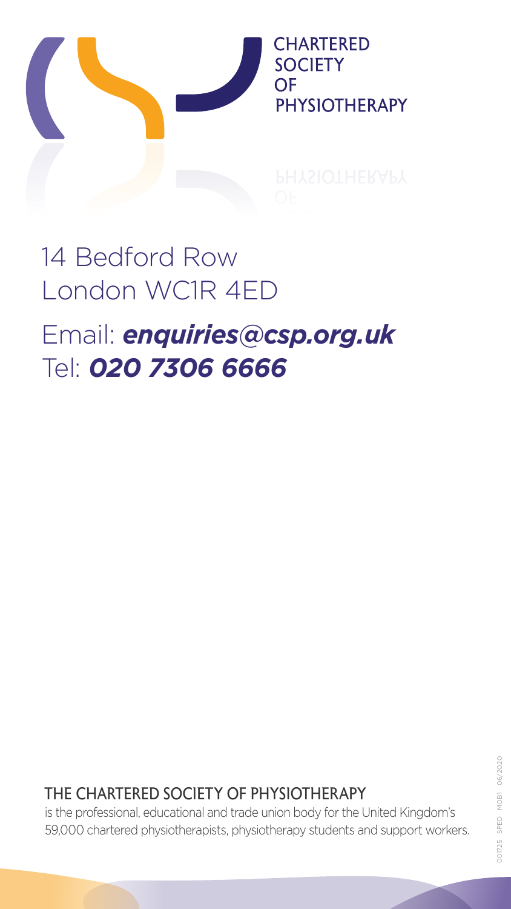CHARTERED SOCIETY OF PHYSIOTHERAPY

14 Bedford Row
London WC1R 4ED

Email: ***enquiries@csp.org.uk***
Tel: ***020 7306 6666***

## THE CHARTERED SOCIETY OF PHYSIOTHERAPY

is the professional, educational and trade union body for the United Kingdom's 59,000 chartered physiotherapists, physiotherapy students and support workers.

001725 SPED MOB1 06/2020